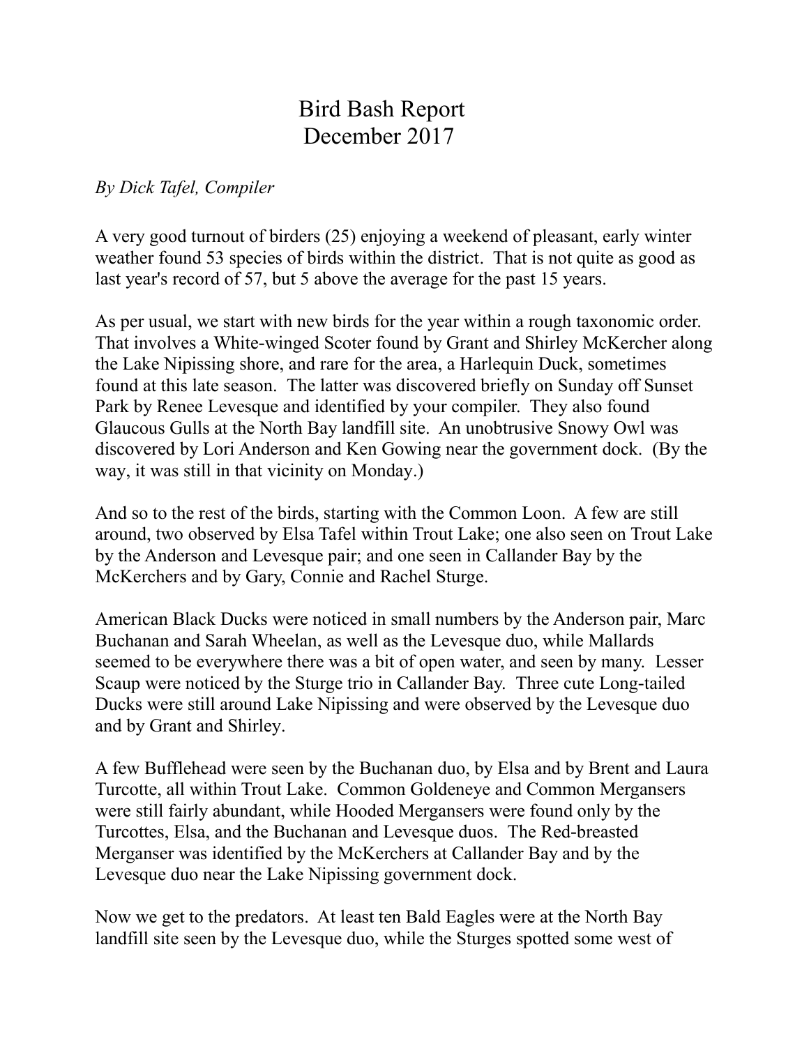# Bird Bash Report
## December 2017

*By Dick Tafel, Compiler*

A very good turnout of birders (25) enjoying a weekend of pleasant, early winter weather found 53 species of birds within the district. That is not quite as good as last year's record of 57, but 5 above the average for the past 15 years.

As per usual, we start with new birds for the year within a rough taxonomic order. That involves a White-winged Scoter found by Grant and Shirley McKercher along the Lake Nipissing shore, and rare for the area, a Harlequin Duck, sometimes found at this late season. The latter was discovered briefly on Sunday off Sunset Park by Renee Levesque and identified by your compiler. They also found Glaucous Gulls at the North Bay landfill site. An unobtrusive Snowy Owl was discovered by Lori Anderson and Ken Gowing near the government dock. (By the way, it was still in that vicinity on Monday.)

And so to the rest of the birds, starting with the Common Loon. A few are still around, two observed by Elsa Tafel within Trout Lake; one also seen on Trout Lake by the Anderson and Levesque pair; and one seen in Callander Bay by the McKerchers and by Gary, Connie and Rachel Sturge.

American Black Ducks were noticed in small numbers by the Anderson pair, Marc Buchanan and Sarah Wheelan, as well as the Levesque duo, while Mallards seemed to be everywhere there was a bit of open water, and seen by many. Lesser Scaup were noticed by the Sturge trio in Callander Bay. Three cute Long-tailed Ducks were still around Lake Nipissing and were observed by the Levesque duo and by Grant and Shirley.

A few Bufflehead were seen by the Buchanan duo, by Elsa and by Brent and Laura Turcotte, all within Trout Lake. Common Goldeneye and Common Mergansers were still fairly abundant, while Hooded Mergansers were found only by the Turcottes, Elsa, and the Buchanan and Levesque duos. The Red-breasted Merganser was identified by the McKerchers at Callander Bay and by the Levesque duo near the Lake Nipissing government dock.

Now we get to the predators. At least ten Bald Eagles were at the North Bay landfill site seen by the Levesque duo, while the Sturges spotted some west of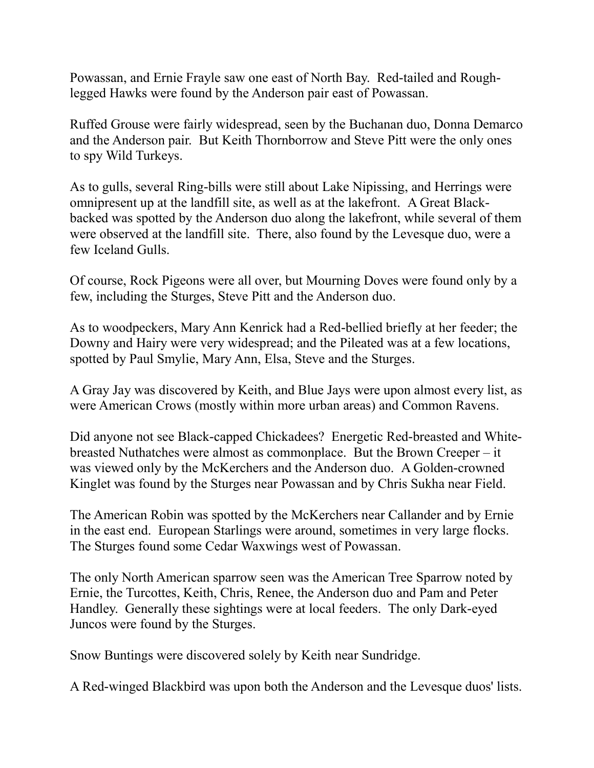Powassan, and Ernie Frayle saw one east of North Bay. Red-tailed and Rough-legged Hawks were found by the Anderson pair east of Powassan.

Ruffed Grouse were fairly widespread, seen by the Buchanan duo, Donna Demarco and the Anderson pair. But Keith Thornborrow and Steve Pitt were the only ones to spy Wild Turkeys.

As to gulls, several Ring-bills were still about Lake Nipissing, and Herrings were omnipresent up at the landfill site, as well as at the lakefront. A Great Black-backed was spotted by the Anderson duo along the lakefront, while several of them were observed at the landfill site. There, also found by the Levesque duo, were a few Iceland Gulls.

Of course, Rock Pigeons were all over, but Mourning Doves were found only by a few, including the Sturges, Steve Pitt and the Anderson duo.

As to woodpeckers, Mary Ann Kenrick had a Red-bellied briefly at her feeder; the Downy and Hairy were very widespread; and the Pileated was at a few locations, spotted by Paul Smylie, Mary Ann, Elsa, Steve and the Sturges.

A Gray Jay was discovered by Keith, and Blue Jays were upon almost every list, as were American Crows (mostly within more urban areas) and Common Ravens.

Did anyone not see Black-capped Chickadees? Energetic Red-breasted and White-breasted Nuthatches were almost as commonplace. But the Brown Creeper – it was viewed only by the McKerchers and the Anderson duo. A Golden-crowned Kinglet was found by the Sturges near Powassan and by Chris Sukha near Field.

The American Robin was spotted by the McKerchers near Callander and by Ernie in the east end. European Starlings were around, sometimes in very large flocks. The Sturges found some Cedar Waxwings west of Powassan.

The only North American sparrow seen was the American Tree Sparrow noted by Ernie, the Turcottes, Keith, Chris, Renee, the Anderson duo and Pam and Peter Handley. Generally these sightings were at local feeders. The only Dark-eyed Juncos were found by the Sturges.

Snow Buntings were discovered solely by Keith near Sundridge.

A Red-winged Blackbird was upon both the Anderson and the Levesque duos' lists.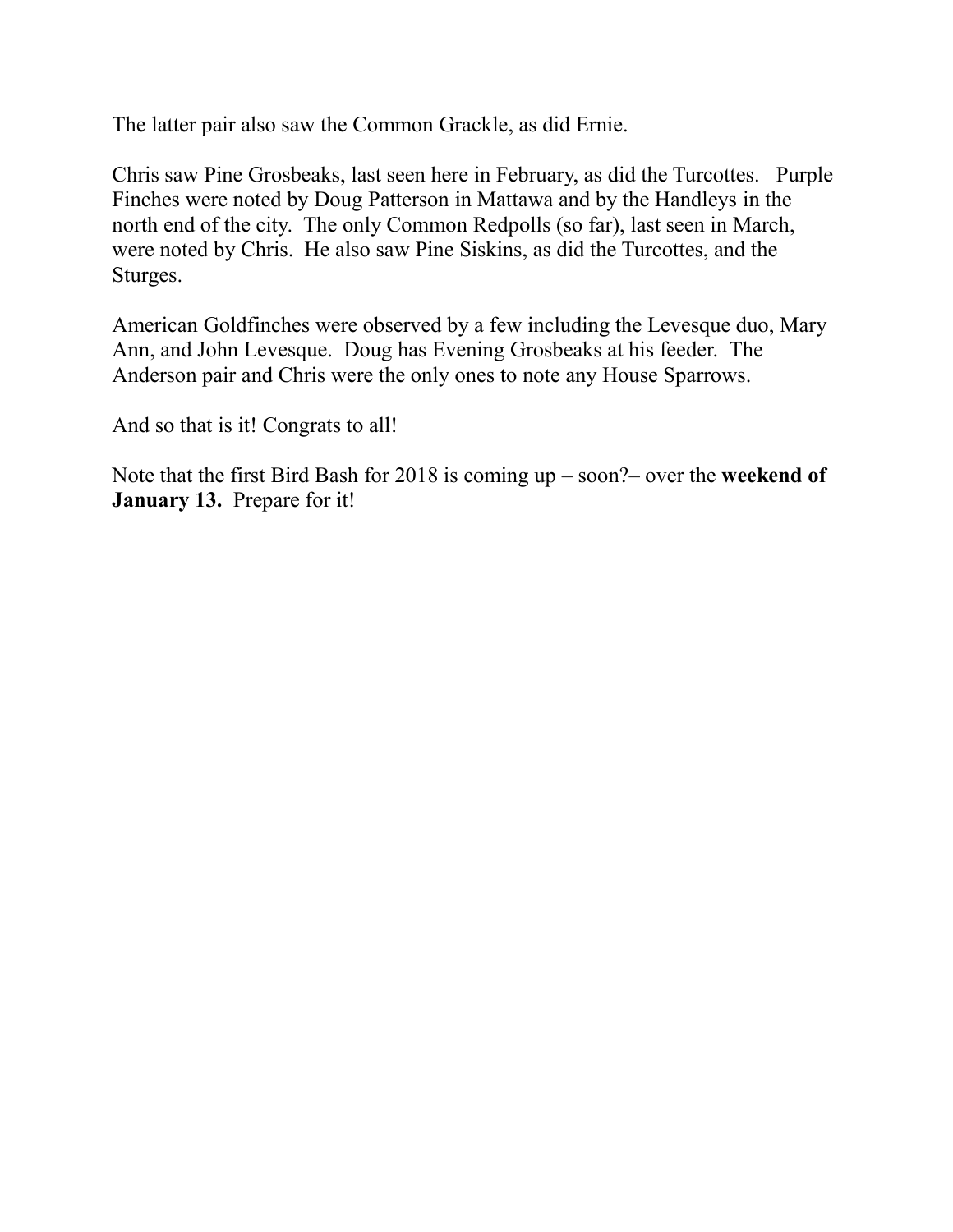The latter pair also saw the Common Grackle, as did Ernie.

Chris saw Pine Grosbeaks, last seen here in February, as did the Turcottes. Purple Finches were noted by Doug Patterson in Mattawa and by the Handleys in the north end of the city. The only Common Redpolls (so far), last seen in March, were noted by Chris. He also saw Pine Siskins, as did the Turcottes, and the Sturges.

American Goldfinches were observed by a few including the Levesque duo, Mary Ann, and John Levesque. Doug has Evening Grosbeaks at his feeder. The Anderson pair and Chris were the only ones to note any House Sparrows.

And so that is it! Congrats to all!

Note that the first Bird Bash for 2018 is coming up – soon?– over the **weekend of January 13.** Prepare for it!